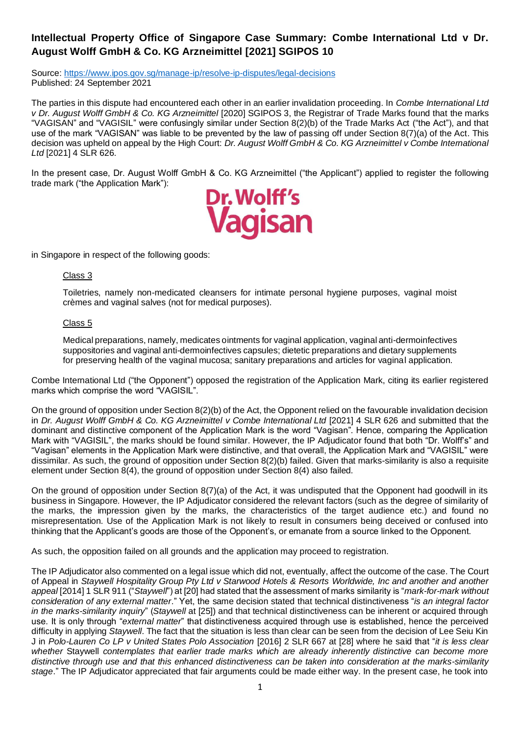# Intellectual Property Office of Singapore Case Summary: Combe International Ltd v Dr. August Wolff GmbH & Co. KG Arzneimittel [2021] SGIPOS 10

Source: [https://www.ipos.gov.sg/manage-ip/resolve-ip-disputes/legal-decisions](https://www.ipos.gov.sg/manage-ip/resolve-ip-disputes/legal-decisions)
Published: 24 September 2021

The parties in this dispute had encountered each other in an earlier invalidation proceeding. In *Combe International Ltd v Dr. August Wolff GmbH & Co. KG Arzneimittel* [2020] SGIPOS 3, the Registrar of Trade Marks found that the marks "VAGISAN" and "VAGISIL" were confusingly similar under Section 8(2)(b) of the Trade Marks Act ("the Act"), and that use of the mark "VAGISAN" was liable to be prevented by the law of passing off under Section 8(7)(a) of the Act. This decision was upheld on appeal by the High Court: *Dr. August Wolff GmbH & Co. KG Arzneimittel v Combe International Ltd* [2021] 4 SLR 626.

In the present case, Dr. August Wolff GmbH & Co. KG Arzneimittel ("the Applicant") applied to register the following trade mark ("the Application Mark"):

Dr. Wolff's
Vagisan

in Singapore in respect of the following goods:

<u>Class 3</u>

Toiletries, namely non-medicated cleansers for intimate personal hygiene purposes, vaginal moist crèmes and vaginal salves (not for medical purposes).

<u>Class 5</u>

Medical preparations, namely, medicates ointments for vaginal application, vaginal anti-dermoinfectives suppositories and vaginal anti-dermoinfectives capsules; dietetic preparations and dietary supplements for preserving health of the vaginal mucosa; sanitary preparations and articles for vaginal application.

Combe International Ltd ("the Opponent") opposed the registration of the Application Mark, citing its earlier registered marks which comprise the word "VAGISIL".

On the ground of opposition under Section 8(2)(b) of the Act, the Opponent relied on the favourable invalidation decision in *Dr. August Wolff GmbH & Co. KG Arzneimittel v Combe International Ltd* [2021] 4 SLR 626 and submitted that the dominant and distinctive component of the Application Mark is the word "Vagisan". Hence, comparing the Application Mark with "VAGISIL", the marks should be found similar. However, the IP Adjudicator found that both "Dr. Wolff's" and "Vagisan" elements in the Application Mark were distinctive, and that overall, the Application Mark and "VAGISIL" were dissimilar. As such, the ground of opposition under Section 8(2)(b) failed. Given that marks-similarity is also a requisite element under Section 8(4), the ground of opposition under Section 8(4) also failed.

On the ground of opposition under Section 8(7)(a) of the Act, it was undisputed that the Opponent had goodwill in its business in Singapore. However, the IP Adjudicator considered the relevant factors (such as the degree of similarity of the marks, the impression given by the marks, the characteristics of the target audience etc.) and found no misrepresentation. Use of the Application Mark is not likely to result in consumers being deceived or confused into thinking that the Applicant's goods are those of the Opponent's, or emanate from a source linked to the Opponent.

As such, the opposition failed on all grounds and the application may proceed to registration.

The IP Adjudicator also commented on a legal issue which did not, eventually, affect the outcome of the case. The Court of Appeal in *Staywell Hospitality Group Pty Ltd v Starwood Hotels & Resorts Worldwide, Inc and another and another appeal* [2014] 1 SLR 911 ("*Staywell*") at [20] had stated that the assessment of marks similarity is "*mark-for-mark without consideration of any external matter*." Yet, the same decision stated that technical distinctiveness "*is an integral factor in the marks-similarity inquiry*" (*Staywell* at [25]) and that technical distinctiveness can be inherent or acquired through use. It is only through "*external matter*" that distinctiveness acquired through use is established, hence the perceived difficulty in applying *Staywell*. The fact that the situation is less than clear can be seen from the decision of Lee Seiu Kin J in *Polo-Lauren Co LP v United States Polo Association* [2016] 2 SLR 667 at [28] where he said that "*it is less clear whether* Staywell *contemplates that earlier trade marks which are already inherently distinctive can become more distinctive through use and that this enhanced distinctiveness can be taken into consideration at the marks-similarity stage*." The IP Adjudicator appreciated that fair arguments could be made either way. In the present case, he took into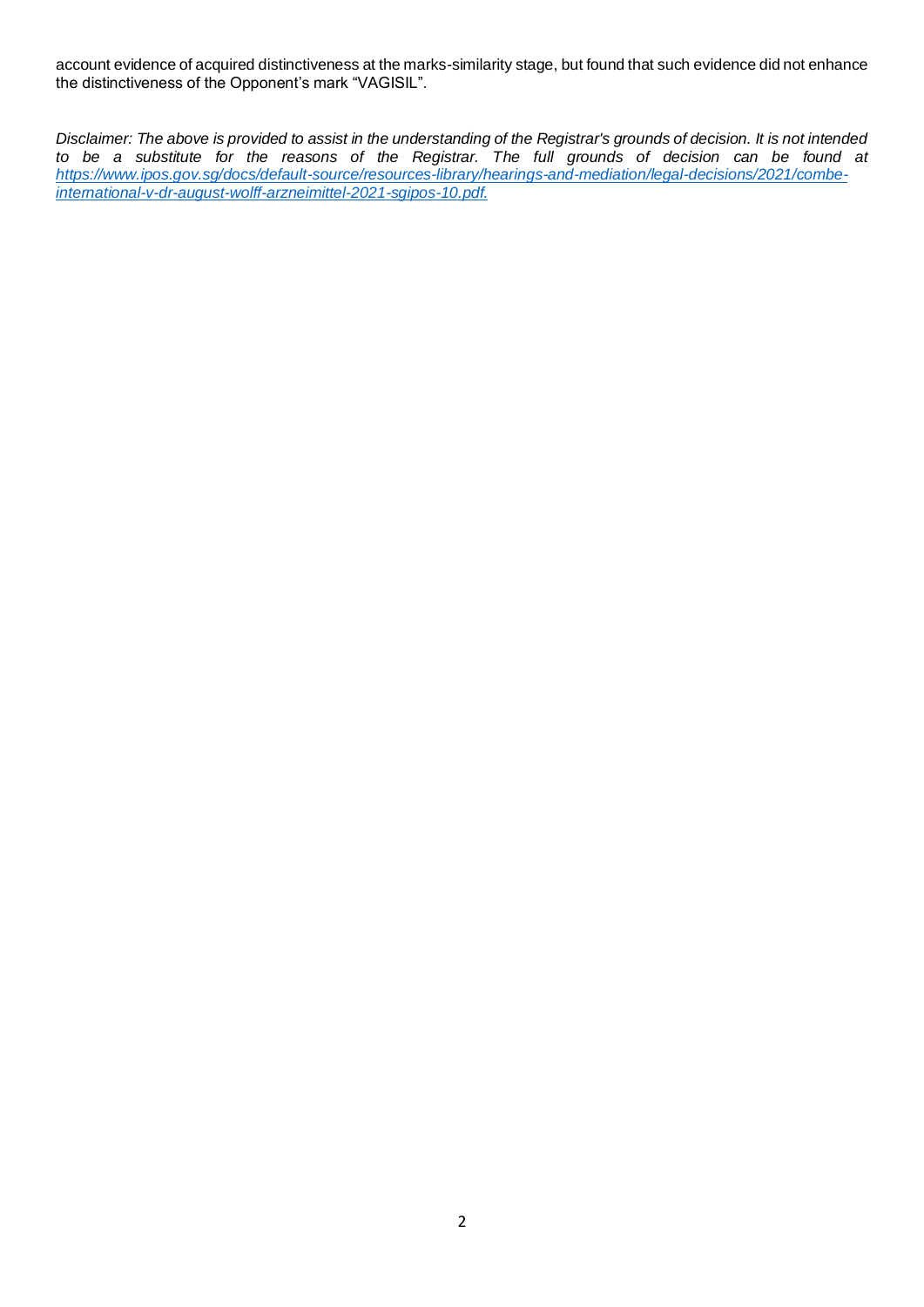account evidence of acquired distinctiveness at the marks-similarity stage, but found that such evidence did not enhance the distinctiveness of the Opponent's mark "VAGISIL".

*Disclaimer: The above is provided to assist in the understanding of the Registrar's grounds of decision. It is not intended to be a substitute for the reasons of the Registrar. The full grounds of decision can be found at [https://www.ipos.gov.sg/docs/default-source/resources-library/hearings-and-mediation/legal-decisions/2021/combe-international-v-dr-august-wolff-arzneimittel-2021-sgipos-10.pdf](https://www.ipos.gov.sg/docs/default-source/resources-library/hearings-and-mediation/legal-decisions/2021/combe-international-v-dr-august-wolff-arzneimittel-2021-sgipos-10.pdf).*